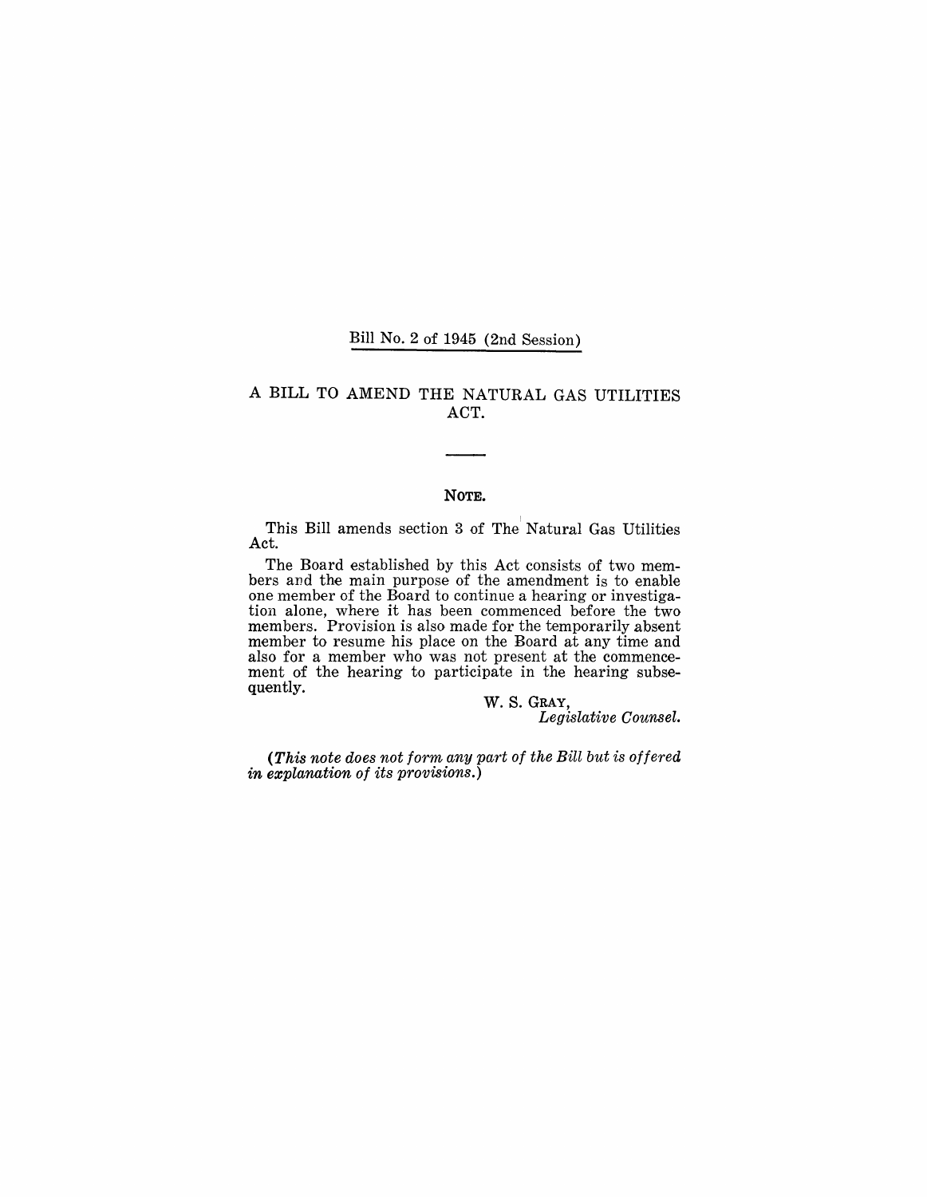Bill No. 2 of 1945 (2nd Session)

# A BILL TO AMEND THE NATURAL GAS UTILITIES ACT.

**NOTE.**

This Bill amends section 3 of The Natural Gas Utilities Act.

The Board established by this Act consists of two members and the main purpose of the amendment is to enable one member of the Board to continue a hearing or investigation alone, where it has been commenced before the two members. Provision is also made for the temporarily absent member to resume his place on the Board at any time and also for a member who was not present at the commencement of the hearing to participate in the hearing subsequently.

W. S. GRAY,
*Legislative Counsel.*

*(This note does not form any part of the Bill but is offered in explanation of its provisions.)*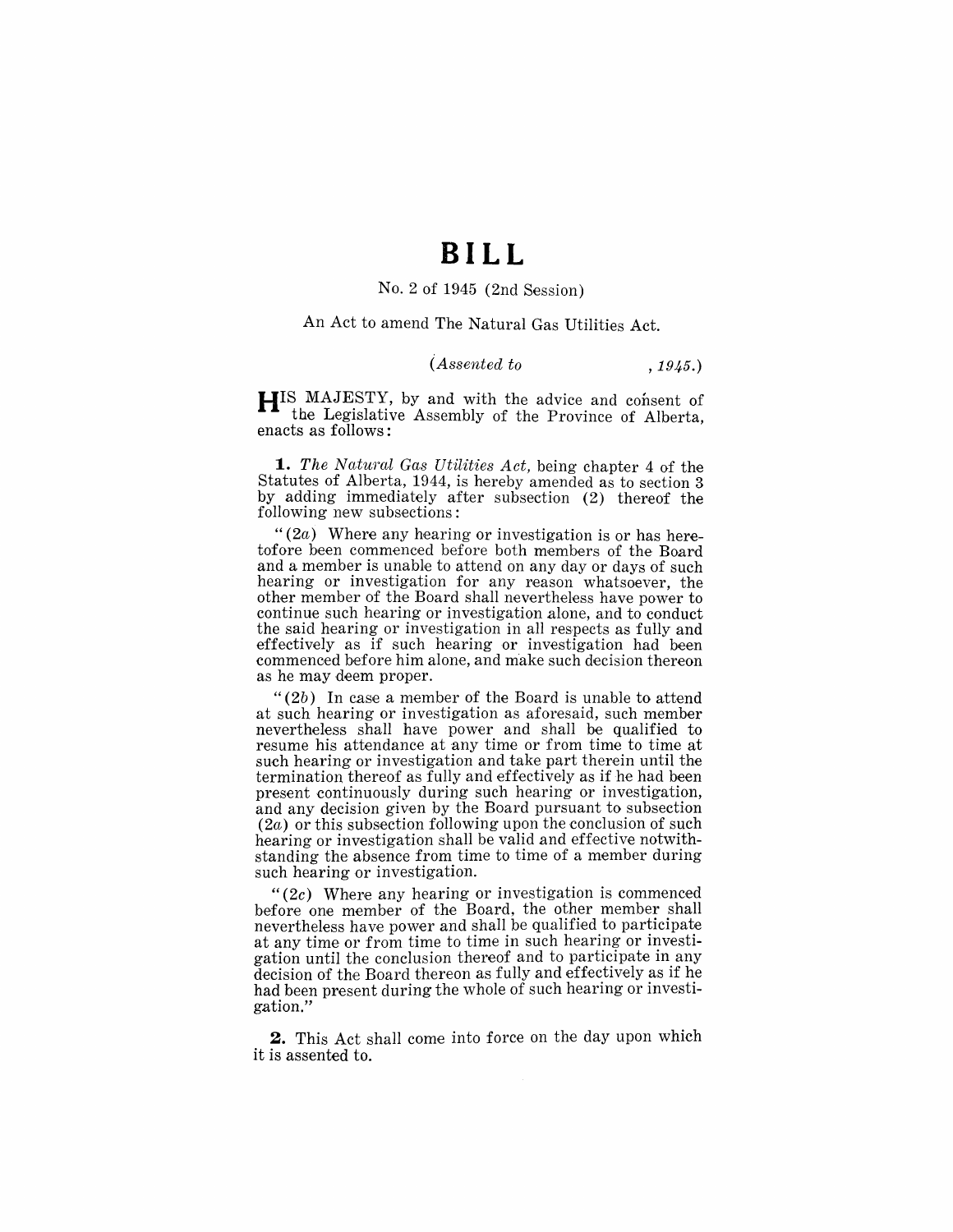# BILL

No. 2 of 1945 (2nd Session)

An Act to amend The Natural Gas Utilities Act.

*(Assented to , 1945.)*

HIS MAJESTY, by and with the advice and consent of the Legislative Assembly of the Province of Alberta, enacts as follows:

**1.** *The Natural Gas Utilities Act*, being chapter 4 of the Statutes of Alberta, 1944, is hereby amended as to section 3 by adding immediately after subsection (2) thereof the following new subsections:

"(2*a*) Where any hearing or investigation is or has heretofore been commenced before both members of the Board and a member is unable to attend on any day or days of such hearing or investigation for any reason whatsoever, the other member of the Board shall nevertheless have power to continue such hearing or investigation alone, and to conduct the said hearing or investigation in all respects as fully and effectively as if such hearing or investigation had been commenced before him alone, and make such decision thereon as he may deem proper.

"(2*b*) In case a member of the Board is unable to attend at such hearing or investigation as aforesaid, such member nevertheless shall have power and shall be qualified to resume his attendance at any time or from time to time at such hearing or investigation and take part therein until the termination thereof as fully and effectively as if he had been present continuously during such hearing or investigation, and any decision given by the Board pursuant to subsection (2*a*) or this subsection following upon the conclusion of such hearing or investigation shall be valid and effective notwithstanding the absence from time to time of a member during such hearing or investigation.

"(2*c*) Where any hearing or investigation is commenced before one member of the Board, the other member shall nevertheless have power and shall be qualified to participate at any time or from time to time in such hearing or investigation until the conclusion thereof and to participate in any decision of the Board thereon as fully and effectively as if he had been present during the whole of such hearing or investigation."

**2.** This Act shall come into force on the day upon which it is assented to.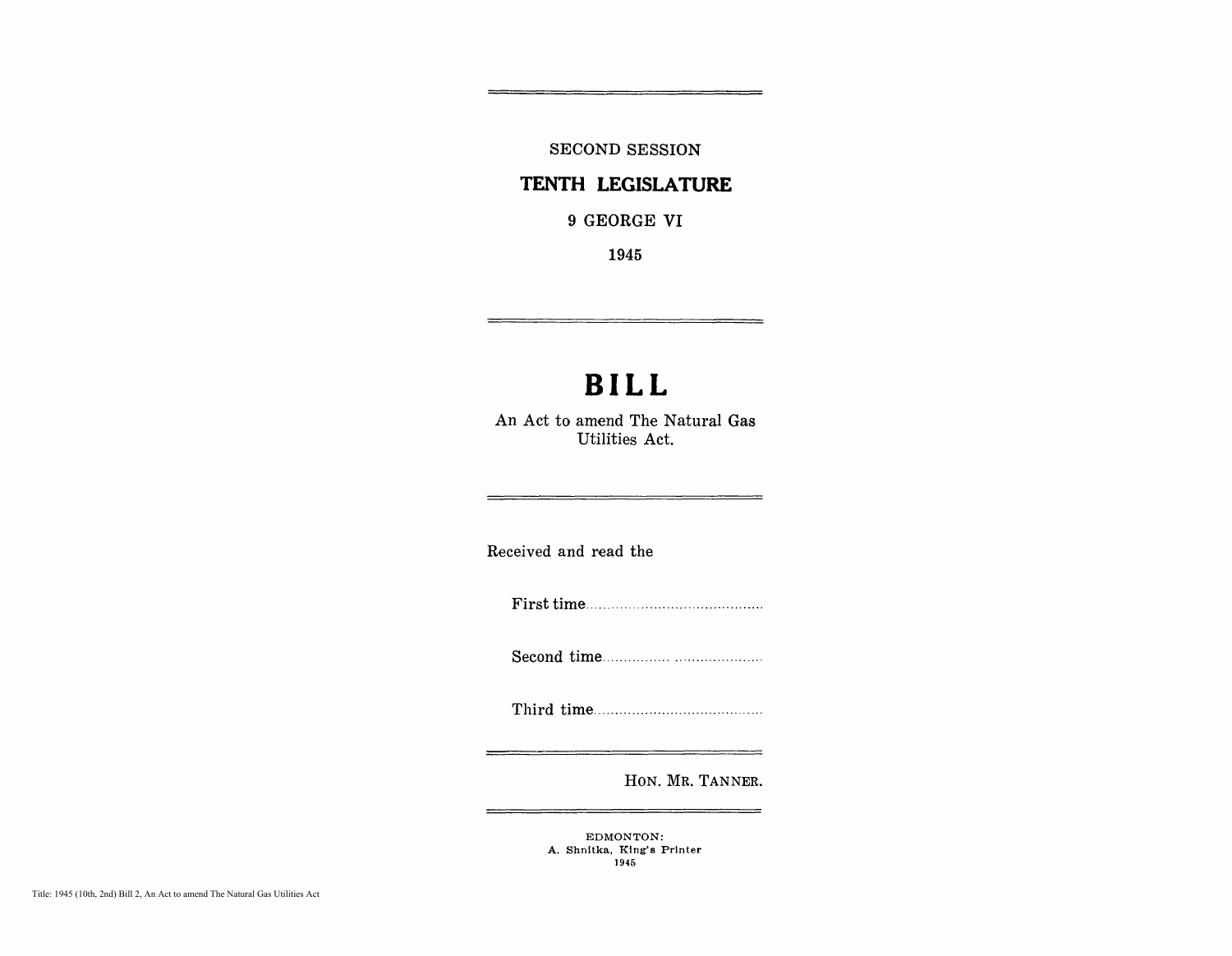SECOND SESSION

## TENTH LEGISLATURE

9 GEORGE VI

1945

# BILL

An Act to amend The Natural Gas Utilities Act.

Received and read the

First time..........................................

Second time................ .....................

Third time........................................

HON. MR. TANNER.

EDMONTON:
A. Shnitka, King's Printer
1945

Title: 1945 (10th, 2nd) Bill 2, An Act to amend The Natural Gas Utilities Act